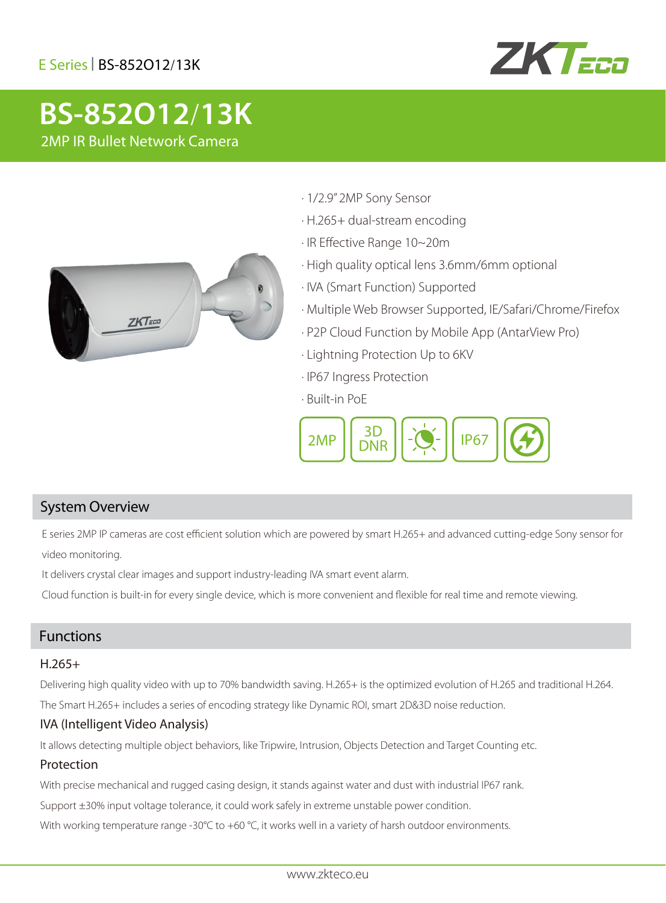E Series | BS-852O12/13K

# BS-852O12/13K

2MP IR Bullet Network Camera

- 1/2.9" 2MP Sony Sensor
- H.265+ dual-stream encoding
- IR Effective Range 10~20m
- High quality optical lens 3.6mm/6mm optional
- IVA (Smart Function) Supported
- Multiple Web Browser Supported, IE/Safari/Chrome/Firefox
- P2P Cloud Function by Mobile App (AntarView Pro)
- Lightning Protection Up to 6KV
- IP67 Ingress Protection
- Built-in PoE

2MP | 3D DNR | IP67

## System Overview

E series 2MP IP cameras are cost efficient solution which are powered by smart H.265+ and advanced cutting-edge Sony sensor for video monitoring.

It delivers crystal clear images and support industry-leading IVA smart event alarm.

Cloud function is built-in for every single device, which is more convenient and flexible for real time and remote viewing.

## Functions

### H.265+

Delivering high quality video with up to 70% bandwidth saving. H.265+ is the optimized evolution of H.265 and traditional H.264. The Smart H.265+ includes a series of encoding strategy like Dynamic ROI, smart 2D&3D noise reduction.

### IVA (Intelligent Video Analysis)

It allows detecting multiple object behaviors, like Tripwire, Intrusion, Objects Detection and Target Counting etc.

### Protection

With precise mechanical and rugged casing design, it stands against water and dust with industrial IP67 rank.

Support ±30% input voltage tolerance, it could work safely in extreme unstable power condition.

With working temperature range -30℃ to +60 ℃, it works well in a variety of harsh outdoor environments.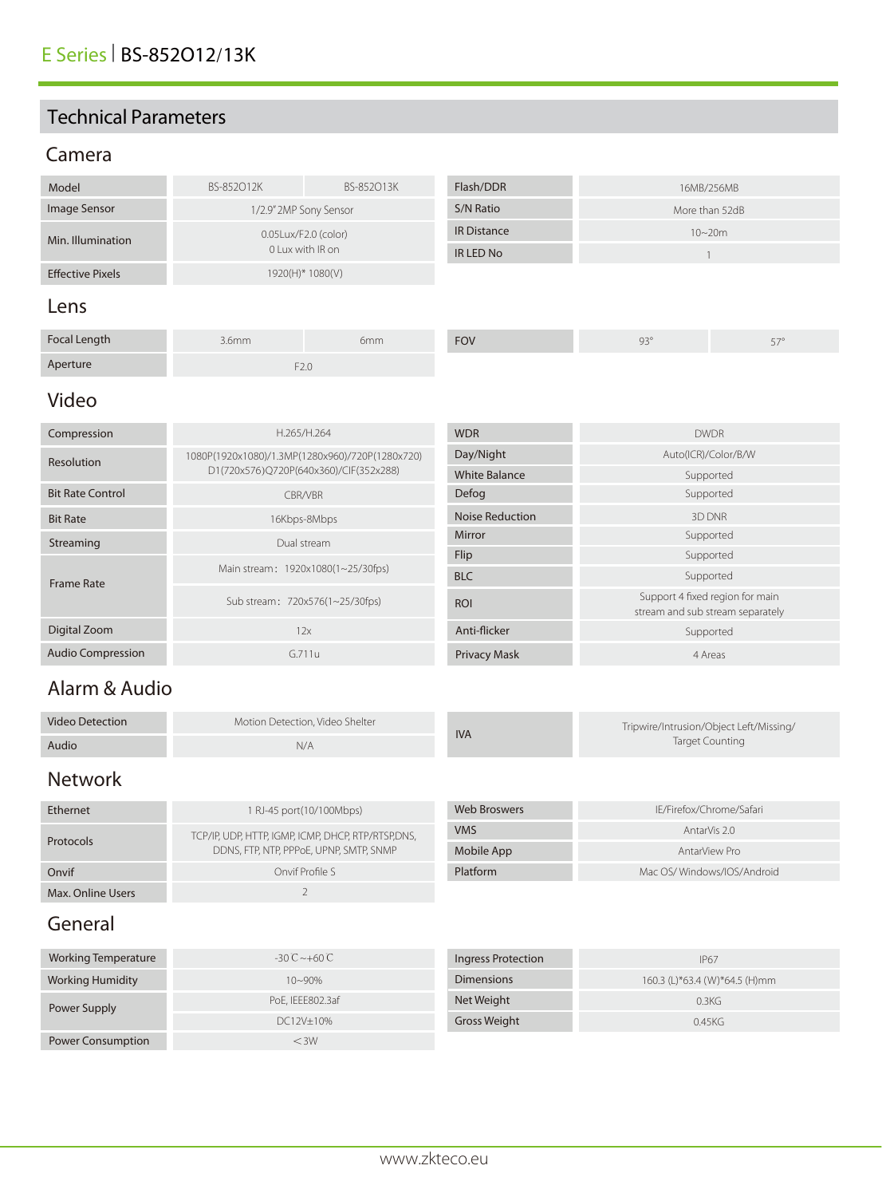E Series | BS-852O12/13K

# Technical Parameters

## Camera

| Model | BS-852O12K | BS-852O13K |
|---|---|---|
| Image Sensor | 1/2.9" 2MP Sony Sensor | |
| Min. Illumination | 0.05Lux/F2.0 (color) 0 Lux with IR on | |
| Effective Pixels | 1920(H)* 1080(V) | |

| | |
|---|---|
| Flash/DDR | 16MB/256MB |
| S/N Ratio | More than 52dB |
| IR Distance | 10~20m |
| IR LED No | 1 |

## Lens

| Focal Length | 3.6mm | 6mm |
|---|---|---|
| Aperture | F2.0 | |

| FOV | 93° | 57° |
|---|---|---|

## Video

| | |
|---|---|
| Compression | H.265/H.264 |
| Resolution | 1080P(1920x1080)/1.3MP(1280x960)/720P(1280x720) D1(720x576)Q720P(640x360)/CIF(352x288) |
| Bit Rate Control | CBR/VBR |
| Bit Rate | 16Kbps-8Mbps |
| Streaming | Dual stream |
| Frame Rate | Main stream：1920x1080(1~25/30fps) |
| | Sub stream：720x576(1~25/30fps) |
| Digital Zoom | 12x |
| Audio Compression | G.711u |

| | |
|---|---|
| WDR | DWDR |
| Day/Night | Auto(ICR)/Color/B/W |
| White Balance | Supported |
| Defog | Supported |
| Noise Reduction | 3D DNR |
| Mirror | Supported |
| Flip | Supported |
| BLC | Supported |
| ROI | Support 4 fixed region for main stream and sub stream separately |
| Anti-flicker | Supported |
| Privacy Mask | 4 Areas |

## Alarm & Audio

| | |
|---|---|
| Video Detection | Motion Detection, Video Shelter |
| Audio | N/A |

| | |
|---|---|
| IVA | Tripwire/Intrusion/Object Left/Missing/ Target Counting |

## Network

| | |
|---|---|
| Ethernet | 1 RJ-45 port(10/100Mbps) |
| Protocols | TCP/IP, UDP, HTTP, IGMP, ICMP, DHCP, RTP/RTSP,DNS, DDNS, FTP, NTP, PPPoE, UPNP, SMTP, SNMP |
| Onvif | Onvif Profile S |
| Max. Online Users | 2 |

| | |
|---|---|
| Web Broswers | IE/Firefox/Chrome/Safari |
| VMS | AntarVis 2.0 |
| Mobile App | AntarView Pro |
| Platform | Mac OS/ Windows/IOS/Android |

## General

| | |
|---|---|
| Working Temperature | -30 C ~+60 C |
| Working Humidity | 10~90% |
| Power Supply | PoE, IEEE802.3af |
| | DC12V±10% |
| Power Consumption | <3W |

| | |
|---|---|
| Ingress Protection | IP67 |
| Dimensions | 160.3 (L)*63.4 (W)*64.5 (H)mm |
| Net Weight | 0.3KG |
| Gross Weight | 0.45KG |

www.zkteco.eu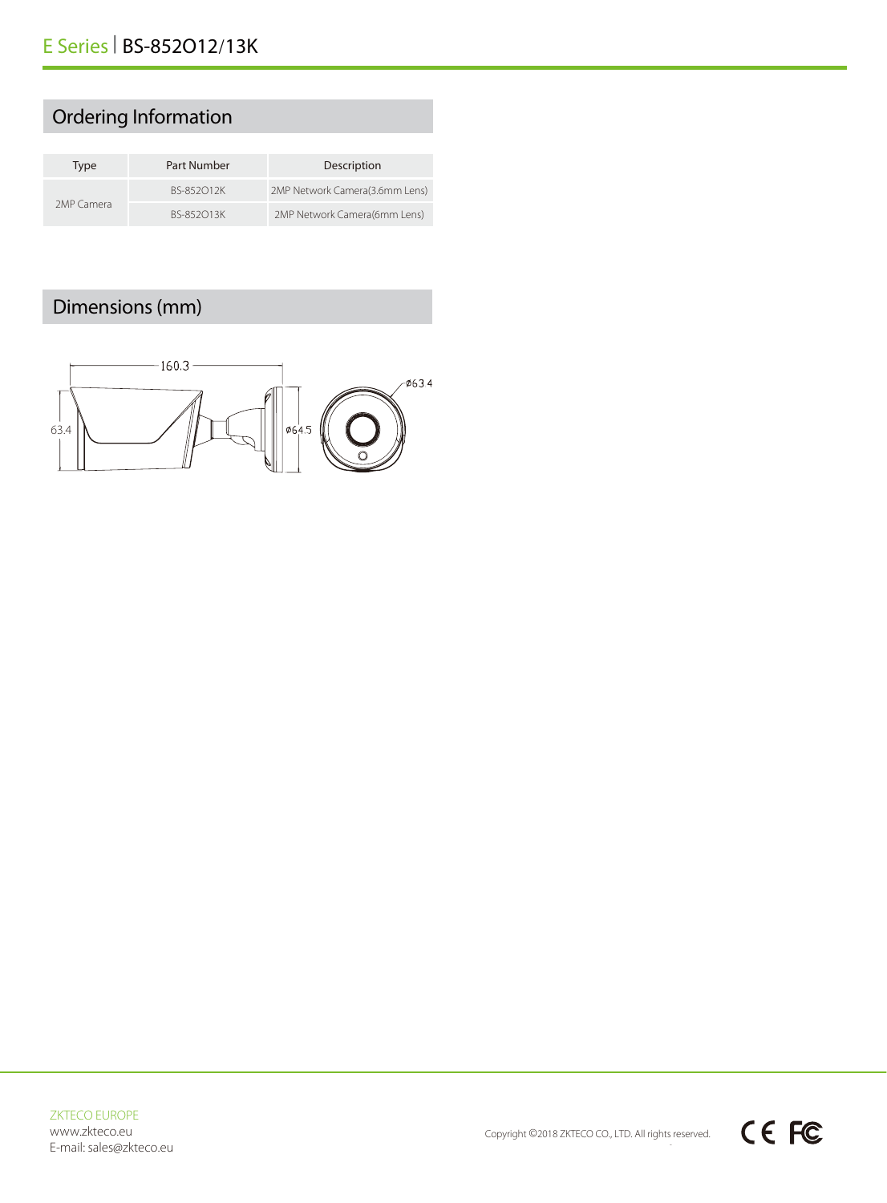## Ordering Information

| Type | Part Number | Description |
|---|---|---|
| 2MP Camera | BS-852O12K | 2MP Network Camera(3.6mm Lens) |
| | BS-852O13K | 2MP Network Camera(6mm Lens) |

## Dimensions (mm)

160.3

63.4

ø64.5

ø63.4

ZKTECO EUROPE
www.zkteco.eu
E-mail: sales@zkteco.eu

Copyright ©2018 ZKTECO CO., LTD. All rights reserved.